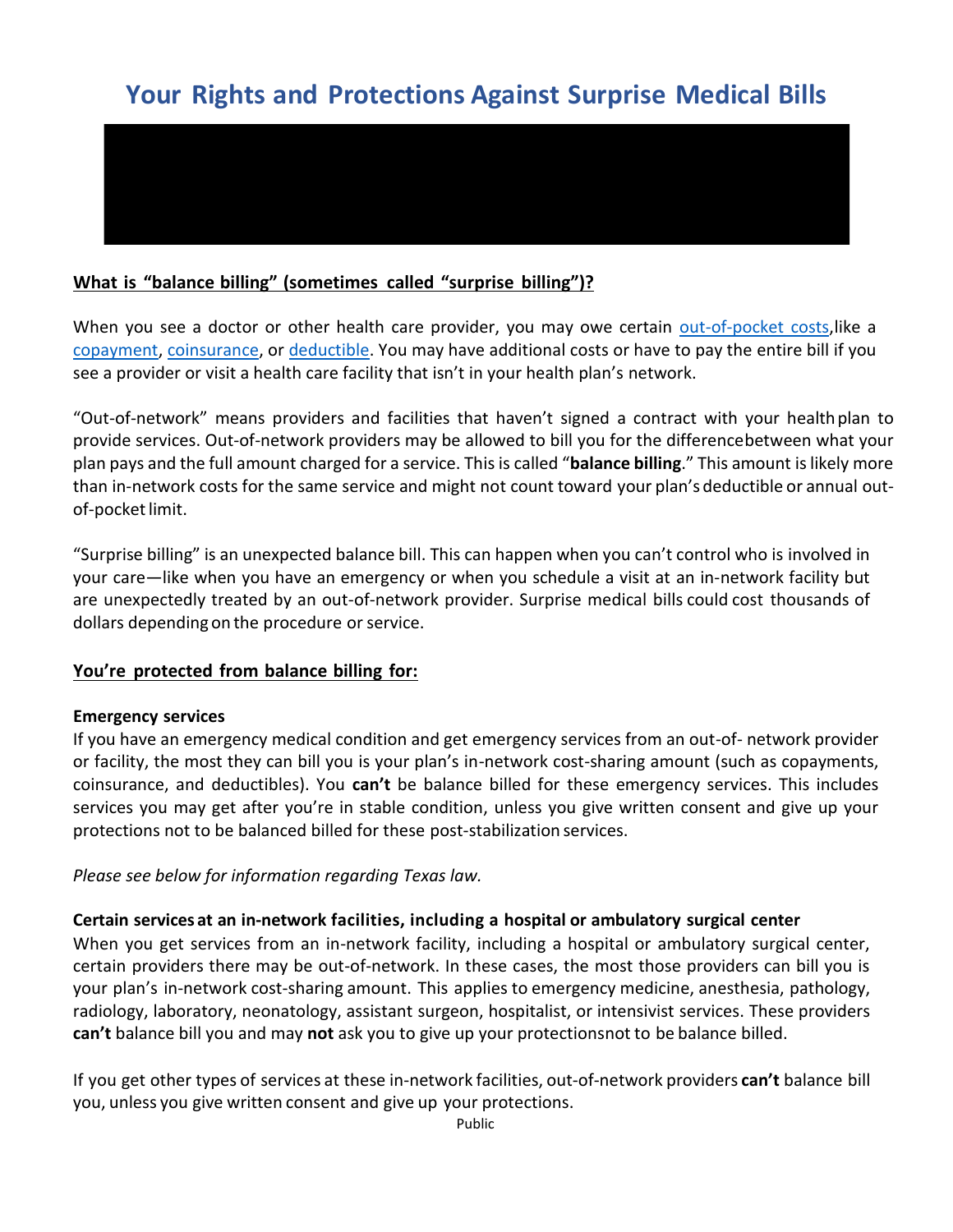# Your Rights and Protections Against Surprise Medical Bills

**What is "balance billing" (sometimes called "surprise billing")?**

When you see a doctor or other health care provider, you may owe certain out-of-pocket costs, like a copayment, coinsurance, or deductible. You may have additional costs or have to pay the entire bill if you see a provider or visit a health care facility that isn't in your health plan's network.

"Out-of-network" means providers and facilities that haven't signed a contract with your health plan to provide services. Out-of-network providers may be allowed to bill you for the difference between what your plan pays and the full amount charged for a service. This is called "**balance billing**." This amount is likely more than in-network costs for the same service and might not count toward your plan's deductible or annual out-of-pocket limit.

"Surprise billing" is an unexpected balance bill. This can happen when you can't control who is involved in your care—like when you have an emergency or when you schedule a visit at an in-network facility but are unexpectedly treated by an out-of-network provider. Surprise medical bills could cost thousands of dollars depending on the procedure or service.

**You're protected from balance billing for:**

**Emergency services**

If you have an emergency medical condition and get emergency services from an out-of- network provider or facility, the most they can bill you is your plan's in-network cost-sharing amount (such as copayments, coinsurance, and deductibles). You **can't** be balance billed for these emergency services. This includes services you may get after you're in stable condition, unless you give written consent and give up your protections not to be balanced billed for these post-stabilization services.

*Please see below for information regarding Texas law.*

**Certain services at an in-network facilities, including a hospital or ambulatory surgical center**

When you get services from an in-network facility, including a hospital or ambulatory surgical center, certain providers there may be out-of-network. In these cases, the most those providers can bill you is your plan's in-network cost-sharing amount. This applies to emergency medicine, anesthesia, pathology, radiology, laboratory, neonatology, assistant surgeon, hospitalist, or intensivist services. These providers **can't** balance bill you and may **not** ask you to give up your protections not to be balance billed.

If you get other types of services at these in-network facilities, out-of-network providers **can't** balance bill you, unless you give written consent and give up your protections.

Public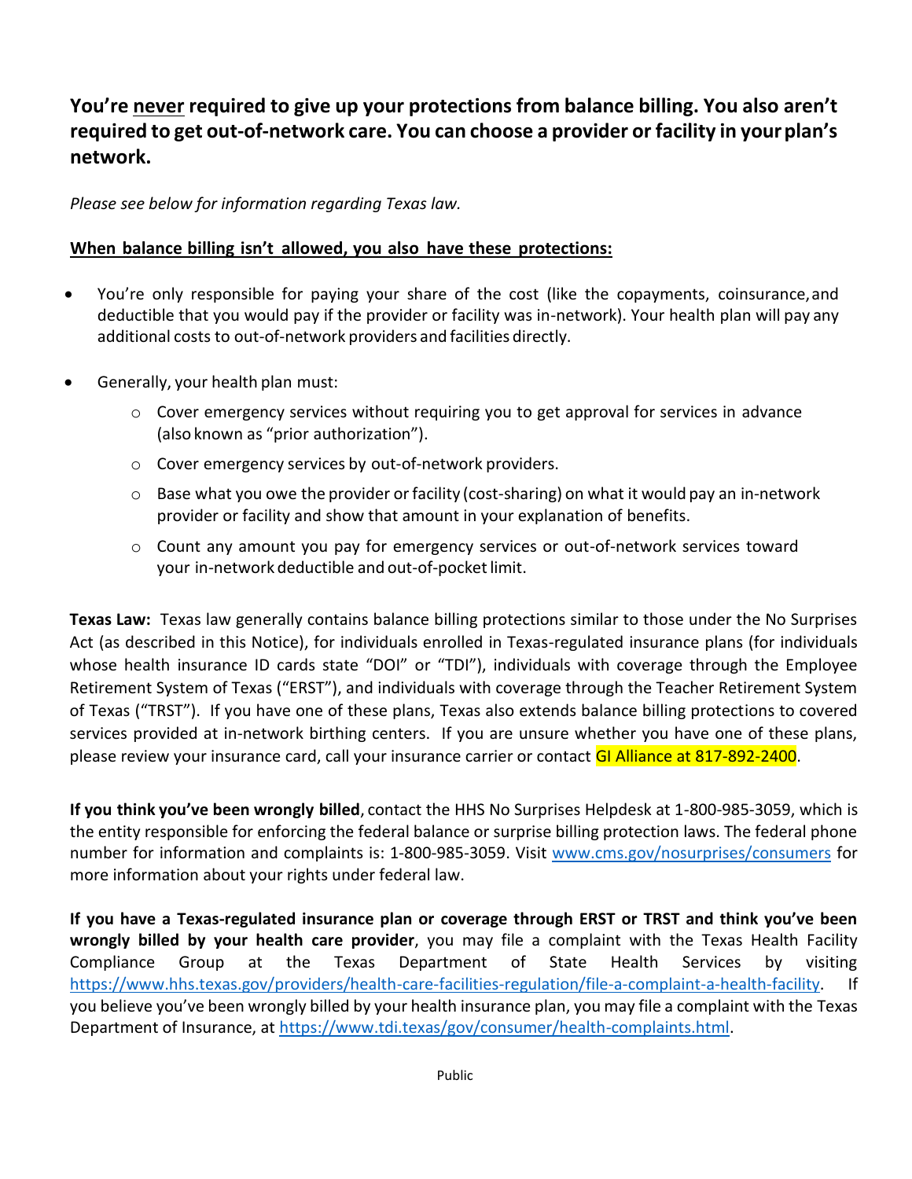**You're never required to give up your protections from balance billing. You also aren't required to get out-of-network care. You can choose a provider or facility in your plan's network.**

*Please see below for information regarding Texas law.*

**When balance billing isn't allowed, you also have these protections:**

- You're only responsible for paying your share of the cost (like the copayments, coinsurance, and deductible that you would pay if the provider or facility was in-network). Your health plan will pay any additional costs to out-of-network providers and facilities directly.
- Generally, your health plan must:
  - Cover emergency services without requiring you to get approval for services in advance (also known as "prior authorization").
  - Cover emergency services by out-of-network providers.
  - Base what you owe the provider or facility (cost-sharing) on what it would pay an in-network provider or facility and show that amount in your explanation of benefits.
  - Count any amount you pay for emergency services or out-of-network services toward your in-network deductible and out-of-pocket limit.

**Texas Law:** Texas law generally contains balance billing protections similar to those under the No Surprises Act (as described in this Notice), for individuals enrolled in Texas-regulated insurance plans (for individuals whose health insurance ID cards state "DOI" or "TDI"), individuals with coverage through the Employee Retirement System of Texas ("ERST"), and individuals with coverage through the Teacher Retirement System of Texas ("TRST"). If you have one of these plans, Texas also extends balance billing protections to covered services provided at in-network birthing centers. If you are unsure whether you have one of these plans, please review your insurance card, call your insurance carrier or contact GI Alliance at 817-892-2400.

**If you think you've been wrongly billed**, contact the HHS No Surprises Helpdesk at 1-800-985-3059, which is the entity responsible for enforcing the federal balance or surprise billing protection laws. The federal phone number for information and complaints is: 1-800-985-3059. Visit www.cms.gov/nosurprises/consumers for more information about your rights under federal law.

**If you have a Texas-regulated insurance plan or coverage through ERST or TRST and think you've been wrongly billed by your health care provider**, you may file a complaint with the Texas Health Facility Compliance Group at the Texas Department of State Health Services by visiting https://www.hhs.texas.gov/providers/health-care-facilities-regulation/file-a-complaint-a-health-facility. If you believe you've been wrongly billed by your health insurance plan, you may file a complaint with the Texas Department of Insurance, at https://www.tdi.texas/gov/consumer/health-complaints.html.

Public